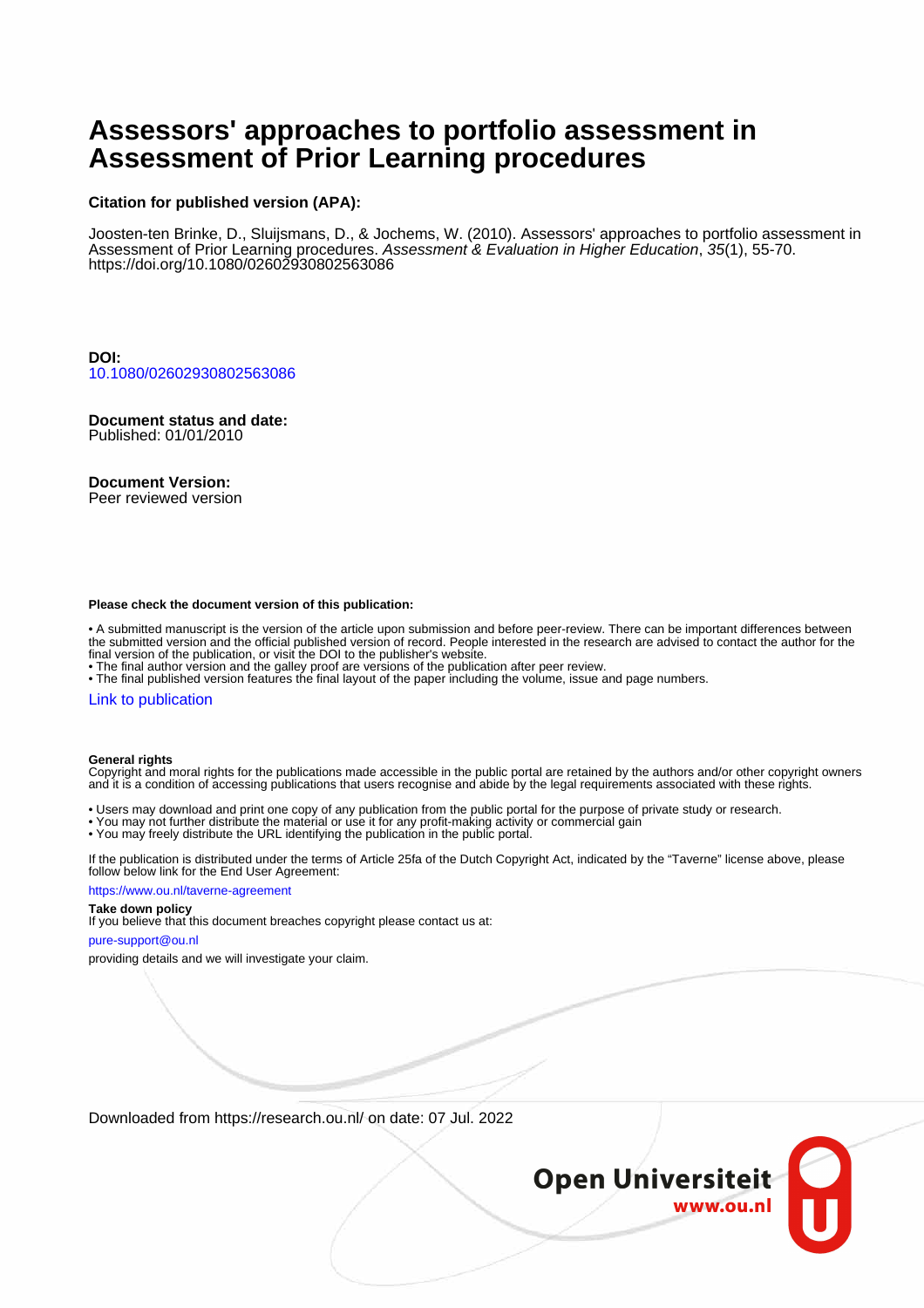# Assessors' approaches to portfolio assessment in Assessment of Prior Learning procedures

**Citation for published version (APA):**

Joosten-ten Brinke, D., Sluijsmans, D., & Jochems, W. (2010). Assessors' approaches to portfolio assessment in Assessment of Prior Learning procedures. *Assessment & Evaluation in Higher Education*, *35*(1), 55-70. https://doi.org/10.1080/02602930802563086

**DOI:**
10.1080/02602930802563086

**Document status and date:**
Published: 01/01/2010

**Document Version:**
Peer reviewed version

**Please check the document version of this publication:**

• A submitted manuscript is the version of the article upon submission and before peer-review. There can be important differences between the submitted version and the official published version of record. People interested in the research are advised to contact the author for the final version of the publication, or visit the DOI to the publisher's website.
• The final author version and the galley proof are versions of the publication after peer review.
• The final published version features the final layout of the paper including the volume, issue and page numbers.

Link to publication

**General rights**
Copyright and moral rights for the publications made accessible in the public portal are retained by the authors and/or other copyright owners and it is a condition of accessing publications that users recognise and abide by the legal requirements associated with these rights.

• Users may download and print one copy of any publication from the public portal for the purpose of private study or research.
• You may not further distribute the material or use it for any profit-making activity or commercial gain
• You may freely distribute the URL identifying the publication in the public portal.

If the publication is distributed under the terms of Article 25fa of the Dutch Copyright Act, indicated by the "Taverne" license above, please follow below link for the End User Agreement:

https://www.ou.nl/taverne-agreement

**Take down policy**
If you believe that this document breaches copyright please contact us at:

pure-support@ou.nl

providing details and we will investigate your claim.

Downloaded from https://research.ou.nl/ on date: 07 Jul. 2022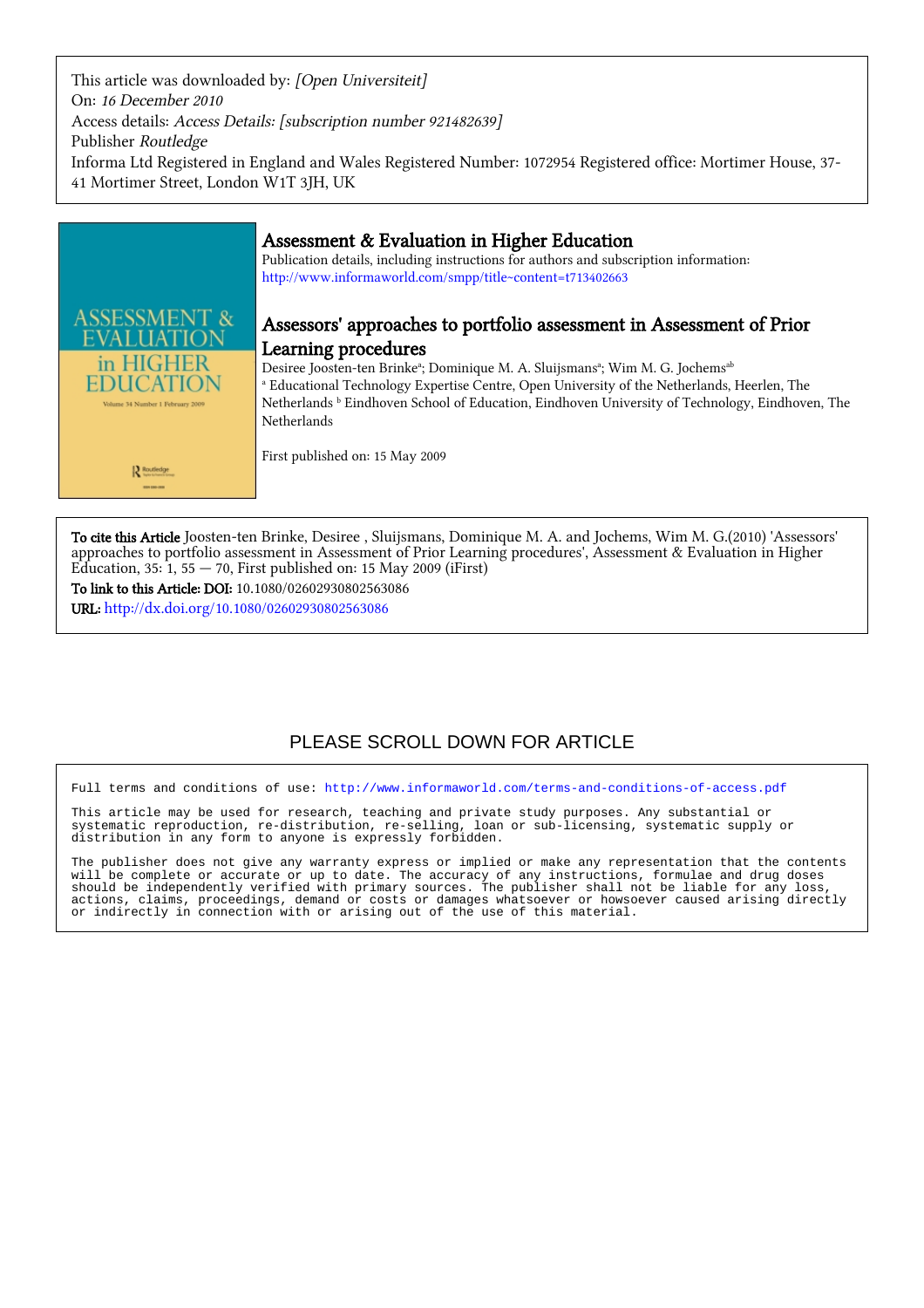This article was downloaded by: *[Open Universiteit]*
On: *16 December 2010*
Access details: *Access Details: [subscription number 921482639]*
Publisher *Routledge*
Informa Ltd Registered in England and Wales Registered Number: 1072954 Registered office: Mortimer House, 37-41 Mortimer Street, London W1T 3JH, UK

# Assessment & Evaluation in Higher Education

Publication details, including instructions for authors and subscription information:
http://www.informaworld.com/smpp/title~content=t713402663

## Assessors' approaches to portfolio assessment in Assessment of Prior Learning procedures

Desiree Joosten-ten Brinke[a]; Dominique M. A. Sluijsmans[a]; Wim M. G. Jochems[ab]

[a] Educational Technology Expertise Centre, Open University of the Netherlands, Heerlen, The Netherlands [b] Eindhoven School of Education, Eindhoven University of Technology, Eindhoven, The Netherlands

First published on: 15 May 2009

**To cite this Article** Joosten-ten Brinke, Desiree , Sluijsmans, Dominique M. A. and Jochems, Wim M. G.(2010) 'Assessors' approaches to portfolio assessment in Assessment of Prior Learning procedures', Assessment & Evaluation in Higher Education, 35: 1, 55 — 70, First published on: 15 May 2009 (iFirst)

**To link to this Article: DOI:** 10.1080/02602930802563086

**URL:** http://dx.doi.org/10.1080/02602930802563086

PLEASE SCROLL DOWN FOR ARTICLE

```
Full terms and conditions of use: http://www.informaworld.com/terms-and-conditions-of-access.pdf

This article may be used for research, teaching and private study purposes. Any substantial or
systematic reproduction, re-distribution, re-selling, loan or sub-licensing, systematic supply or
distribution in any form to anyone is expressly forbidden.

The publisher does not give any warranty express or implied or make any representation that the contents
will be complete or accurate or up to date. The accuracy of any instructions, formulae and drug doses
should be independently verified with primary sources. The publisher shall not be liable for any loss,
actions, claims, proceedings, demand or costs or damages whatsoever or howsoever caused arising directly
or indirectly in connection with or arising out of the use of this material.
```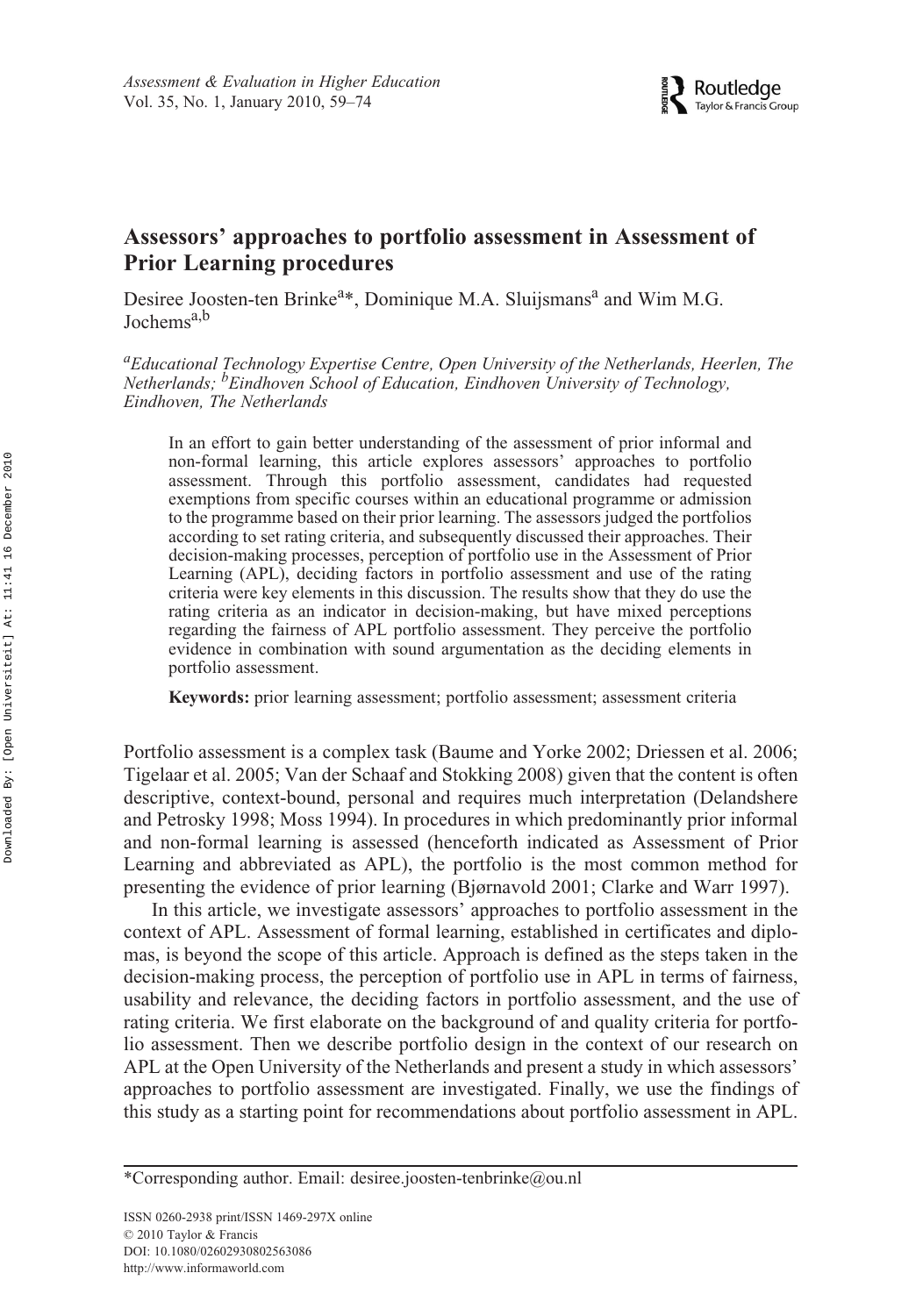# Assessors' approaches to portfolio assessment in Assessment of Prior Learning procedures

Desiree Joosten-ten Brinke[a]*, Dominique M.A. Sluijsmans[a] and Wim M.G. Jochems[a,b]

[a]*Educational Technology Expertise Centre, Open University of the Netherlands, Heerlen, The Netherlands;* [b]*Eindhoven School of Education, Eindhoven University of Technology, Eindhoven, The Netherlands*

In an effort to gain better understanding of the assessment of prior informal and non-formal learning, this article explores assessors' approaches to portfolio assessment. Through this portfolio assessment, candidates had requested exemptions from specific courses within an educational programme or admission to the programme based on their prior learning. The assessors judged the portfolios according to set rating criteria, and subsequently discussed their approaches. Their decision-making processes, perception of portfolio use in the Assessment of Prior Learning (APL), deciding factors in portfolio assessment and use of the rating criteria were key elements in this discussion. The results show that they do use the rating criteria as an indicator in decision-making, but have mixed perceptions regarding the fairness of APL portfolio assessment. They perceive the portfolio evidence in combination with sound argumentation as the deciding elements in portfolio assessment.

**Keywords:** prior learning assessment; portfolio assessment; assessment criteria

Portfolio assessment is a complex task (Baume and Yorke 2002; Driessen et al. 2006; Tigelaar et al. 2005; Van der Schaaf and Stokking 2008) given that the content is often descriptive, context-bound, personal and requires much interpretation (Delandshere and Petrosky 1998; Moss 1994). In procedures in which predominantly prior informal and non-formal learning is assessed (henceforth indicated as Assessment of Prior Learning and abbreviated as APL), the portfolio is the most common method for presenting the evidence of prior learning (Bjørnavold 2001; Clarke and Warr 1997).

In this article, we investigate assessors' approaches to portfolio assessment in the context of APL. Assessment of formal learning, established in certificates and diplomas, is beyond the scope of this article. Approach is defined as the steps taken in the decision-making process, the perception of portfolio use in APL in terms of fairness, usability and relevance, the deciding factors in portfolio assessment, and the use of rating criteria. We first elaborate on the background of and quality criteria for portfolio assessment. Then we describe portfolio design in the context of our research on APL at the Open University of the Netherlands and present a study in which assessors' approaches to portfolio assessment are investigated. Finally, we use the findings of this study as a starting point for recommendations about portfolio assessment in APL.

*Corresponding author. Email: desiree.joosten-tenbrinke@ou.nl

ISSN 0260-2938 print/ISSN 1469-297X online
© 2010 Taylor & Francis
DOI: 10.1080/02602930802563086
http://www.informaworld.com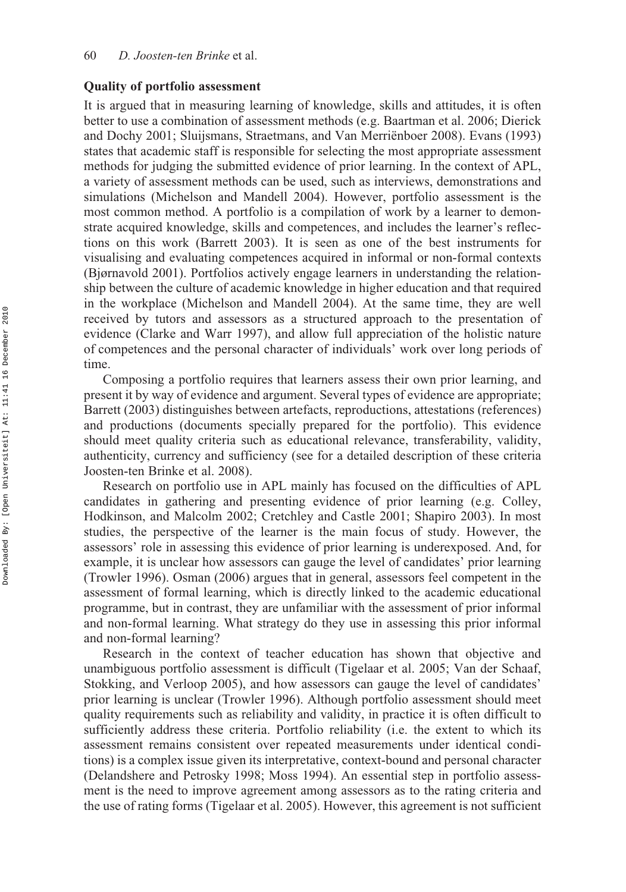### Quality of portfolio assessment

It is argued that in measuring learning of knowledge, skills and attitudes, it is often better to use a combination of assessment methods (e.g. Baartman et al. 2006; Dierick and Dochy 2001; Sluijsmans, Straetmans, and Van Merriënboer 2008). Evans (1993) states that academic staff is responsible for selecting the most appropriate assessment methods for judging the submitted evidence of prior learning. In the context of APL, a variety of assessment methods can be used, such as interviews, demonstrations and simulations (Michelson and Mandell 2004). However, portfolio assessment is the most common method. A portfolio is a compilation of work by a learner to demonstrate acquired knowledge, skills and competences, and includes the learner's reflections on this work (Barrett 2003). It is seen as one of the best instruments for visualising and evaluating competences acquired in informal or non-formal contexts (Bjørnavold 2001). Portfolios actively engage learners in understanding the relationship between the culture of academic knowledge in higher education and that required in the workplace (Michelson and Mandell 2004). At the same time, they are well received by tutors and assessors as a structured approach to the presentation of evidence (Clarke and Warr 1997), and allow full appreciation of the holistic nature of competences and the personal character of individuals' work over long periods of time.

Composing a portfolio requires that learners assess their own prior learning, and present it by way of evidence and argument. Several types of evidence are appropriate; Barrett (2003) distinguishes between artefacts, reproductions, attestations (references) and productions (documents specially prepared for the portfolio). This evidence should meet quality criteria such as educational relevance, transferability, validity, authenticity, currency and sufficiency (see for a detailed description of these criteria Joosten-ten Brinke et al. 2008).

Research on portfolio use in APL mainly has focused on the difficulties of APL candidates in gathering and presenting evidence of prior learning (e.g. Colley, Hodkinson, and Malcolm 2002; Cretchley and Castle 2001; Shapiro 2003). In most studies, the perspective of the learner is the main focus of study. However, the assessors' role in assessing this evidence of prior learning is underexposed. And, for example, it is unclear how assessors can gauge the level of candidates' prior learning (Trowler 1996). Osman (2006) argues that in general, assessors feel competent in the assessment of formal learning, which is directly linked to the academic educational programme, but in contrast, they are unfamiliar with the assessment of prior informal and non-formal learning. What strategy do they use in assessing this prior informal and non-formal learning?

Research in the context of teacher education has shown that objective and unambiguous portfolio assessment is difficult (Tigelaar et al. 2005; Van der Schaaf, Stokking, and Verloop 2005), and how assessors can gauge the level of candidates' prior learning is unclear (Trowler 1996). Although portfolio assessment should meet quality requirements such as reliability and validity, in practice it is often difficult to sufficiently address these criteria. Portfolio reliability (i.e. the extent to which its assessment remains consistent over repeated measurements under identical conditions) is a complex issue given its interpretative, context-bound and personal character (Delandshere and Petrosky 1998; Moss 1994). An essential step in portfolio assessment is the need to improve agreement among assessors as to the rating criteria and the use of rating forms (Tigelaar et al. 2005). However, this agreement is not sufficient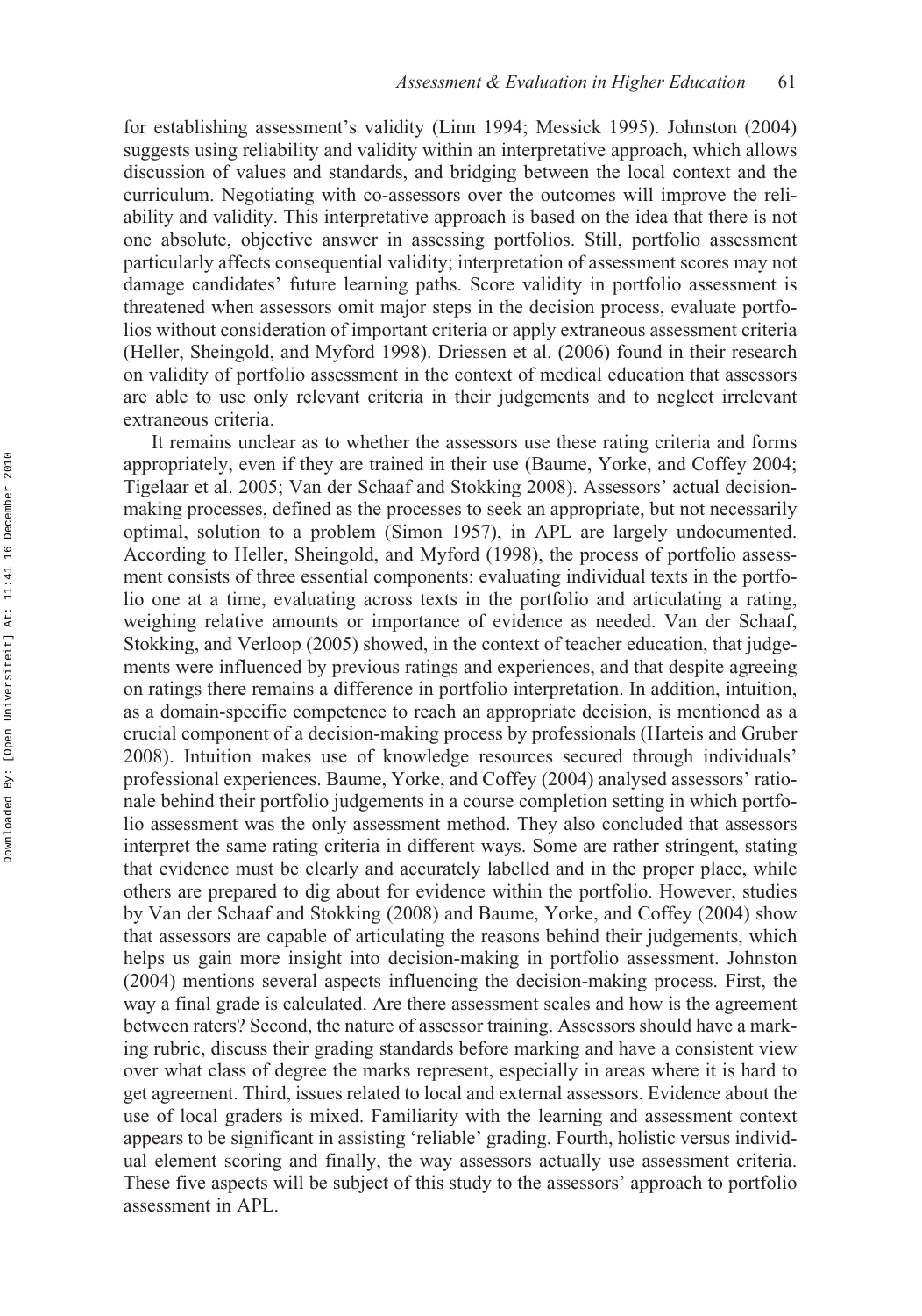for establishing assessment's validity (Linn 1994; Messick 1995). Johnston (2004) suggests using reliability and validity within an interpretative approach, which allows discussion of values and standards, and bridging between the local context and the curriculum. Negotiating with co-assessors over the outcomes will improve the reliability and validity. This interpretative approach is based on the idea that there is not one absolute, objective answer in assessing portfolios. Still, portfolio assessment particularly affects consequential validity; interpretation of assessment scores may not damage candidates' future learning paths. Score validity in portfolio assessment is threatened when assessors omit major steps in the decision process, evaluate portfolios without consideration of important criteria or apply extraneous assessment criteria (Heller, Sheingold, and Myford 1998). Driessen et al. (2006) found in their research on validity of portfolio assessment in the context of medical education that assessors are able to use only relevant criteria in their judgements and to neglect irrelevant extraneous criteria.

It remains unclear as to whether the assessors use these rating criteria and forms appropriately, even if they are trained in their use (Baume, Yorke, and Coffey 2004; Tigelaar et al. 2005; Van der Schaaf and Stokking 2008). Assessors' actual decision-making processes, defined as the processes to seek an appropriate, but not necessarily optimal, solution to a problem (Simon 1957), in APL are largely undocumented. According to Heller, Sheingold, and Myford (1998), the process of portfolio assessment consists of three essential components: evaluating individual texts in the portfolio one at a time, evaluating across texts in the portfolio and articulating a rating, weighing relative amounts or importance of evidence as needed. Van der Schaaf, Stokking, and Verloop (2005) showed, in the context of teacher education, that judgements were influenced by previous ratings and experiences, and that despite agreeing on ratings there remains a difference in portfolio interpretation. In addition, intuition, as a domain-specific competence to reach an appropriate decision, is mentioned as a crucial component of a decision-making process by professionals (Harteis and Gruber 2008). Intuition makes use of knowledge resources secured through individuals' professional experiences. Baume, Yorke, and Coffey (2004) analysed assessors' rationale behind their portfolio judgements in a course completion setting in which portfolio assessment was the only assessment method. They also concluded that assessors interpret the same rating criteria in different ways. Some are rather stringent, stating that evidence must be clearly and accurately labelled and in the proper place, while others are prepared to dig about for evidence within the portfolio. However, studies by Van der Schaaf and Stokking (2008) and Baume, Yorke, and Coffey (2004) show that assessors are capable of articulating the reasons behind their judgements, which helps us gain more insight into decision-making in portfolio assessment. Johnston (2004) mentions several aspects influencing the decision-making process. First, the way a final grade is calculated. Are there assessment scales and how is the agreement between raters? Second, the nature of assessor training. Assessors should have a marking rubric, discuss their grading standards before marking and have a consistent view over what class of degree the marks represent, especially in areas where it is hard to get agreement. Third, issues related to local and external assessors. Evidence about the use of local graders is mixed. Familiarity with the learning and assessment context appears to be significant in assisting 'reliable' grading. Fourth, holistic versus individual element scoring and finally, the way assessors actually use assessment criteria. These five aspects will be subject of this study to the assessors' approach to portfolio assessment in APL.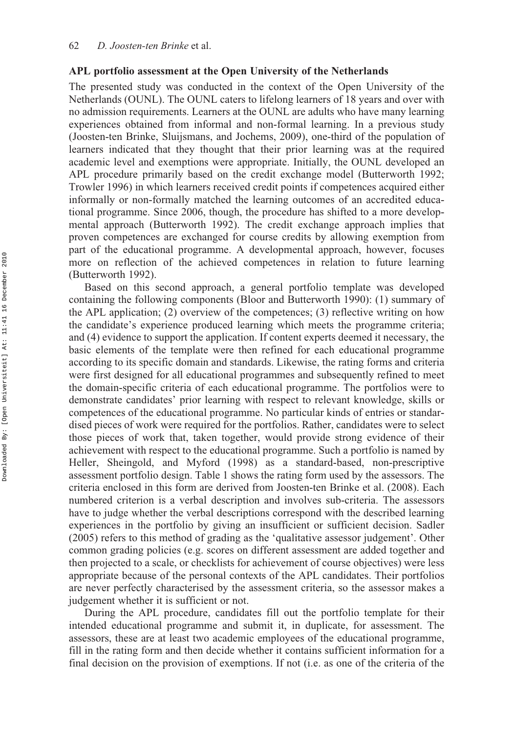### APL portfolio assessment at the Open University of the Netherlands

The presented study was conducted in the context of the Open University of the Netherlands (OUNL). The OUNL caters to lifelong learners of 18 years and over with no admission requirements. Learners at the OUNL are adults who have many learning experiences obtained from informal and non-formal learning. In a previous study (Joosten-ten Brinke, Sluijsmans, and Jochems, 2009), one-third of the population of learners indicated that they thought that their prior learning was at the required academic level and exemptions were appropriate. Initially, the OUNL developed an APL procedure primarily based on the credit exchange model (Butterworth 1992; Trowler 1996) in which learners received credit points if competences acquired either informally or non-formally matched the learning outcomes of an accredited educational programme. Since 2006, though, the procedure has shifted to a more developmental approach (Butterworth 1992). The credit exchange approach implies that proven competences are exchanged for course credits by allowing exemption from part of the educational programme. A developmental approach, however, focuses more on reflection of the achieved competences in relation to future learning (Butterworth 1992).

Based on this second approach, a general portfolio template was developed containing the following components (Bloor and Butterworth 1990): (1) summary of the APL application; (2) overview of the competences; (3) reflective writing on how the candidate's experience produced learning which meets the programme criteria; and (4) evidence to support the application. If content experts deemed it necessary, the basic elements of the template were then refined for each educational programme according to its specific domain and standards. Likewise, the rating forms and criteria were first designed for all educational programmes and subsequently refined to meet the domain-specific criteria of each educational programme. The portfolios were to demonstrate candidates' prior learning with respect to relevant knowledge, skills or competences of the educational programme. No particular kinds of entries or standardised pieces of work were required for the portfolios. Rather, candidates were to select those pieces of work that, taken together, would provide strong evidence of their achievement with respect to the educational programme. Such a portfolio is named by Heller, Sheingold, and Myford (1998) as a standard-based, non-prescriptive assessment portfolio design. Table 1 shows the rating form used by the assessors. The criteria enclosed in this form are derived from Joosten-ten Brinke et al. (2008). Each numbered criterion is a verbal description and involves sub-criteria. The assessors have to judge whether the verbal descriptions correspond with the described learning experiences in the portfolio by giving an insufficient or sufficient decision. Sadler (2005) refers to this method of grading as the 'qualitative assessor judgement'. Other common grading policies (e.g. scores on different assessment are added together and then projected to a scale, or checklists for achievement of course objectives) were less appropriate because of the personal contexts of the APL candidates. Their portfolios are never perfectly characterised by the assessment criteria, so the assessor makes a judgement whether it is sufficient or not.

During the APL procedure, candidates fill out the portfolio template for their intended educational programme and submit it, in duplicate, for assessment. The assessors, these are at least two academic employees of the educational programme, fill in the rating form and then decide whether it contains sufficient information for a final decision on the provision of exemptions. If not (i.e. as one of the criteria of the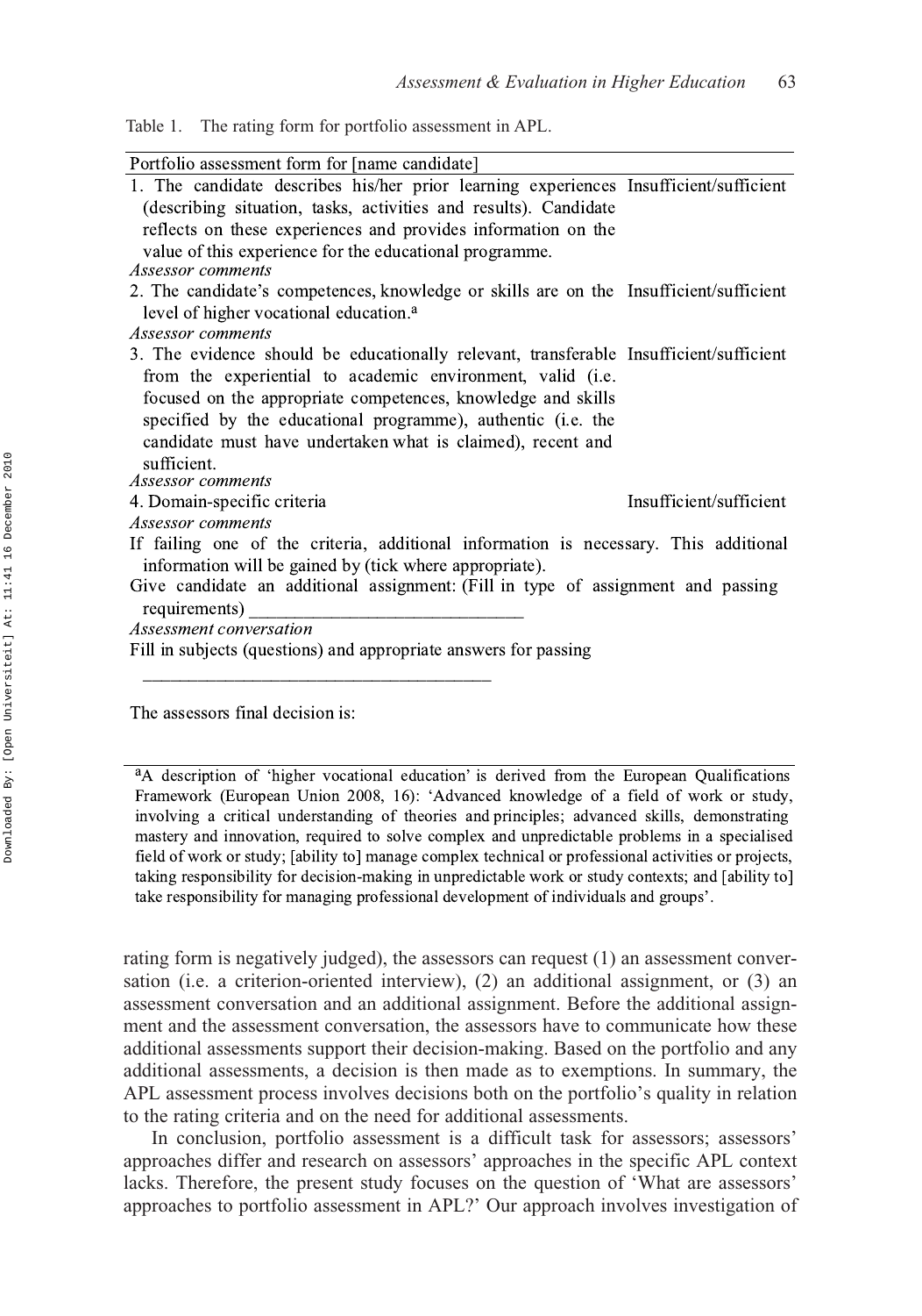Table 1. The rating form for portfolio assessment in APL.

| Portfolio assessment form for [name candidate] | |
|---|---|
| 1. The candidate describes his/her prior learning experiences (describing situation, tasks, activities and results). Candidate reflects on these experiences and provides information on the value of this experience for the educational programme. | Insufficient/sufficient |
| *Assessor comments* | |
| 2. The candidate's competences, knowledge or skills are on the level of higher vocational education.[a] | Insufficient/sufficient |
| *Assessor comments* | |
| 3. The evidence should be educationally relevant, transferable from the experiential to academic environment, valid (i.e. focused on the appropriate competences, knowledge and skills specified by the educational programme), authentic (i.e. the candidate must have undertaken what is claimed), recent and sufficient. | Insufficient/sufficient |
| *Assessor comments* | |
| 4. Domain-specific criteria | Insufficient/sufficient |
| *Assessor comments* | |
| If failing one of the criteria, additional information is necessary. This additional information will be gained by (tick where appropriate). | |
| Give candidate an additional assignment: (Fill in type of assignment and passing requirements) ______________________________ | |
| *Assessment conversation* | |
| Fill in subjects (questions) and appropriate answers for passing ______________________________ | |
| The assessors final decision is: | |

[a]A description of 'higher vocational education' is derived from the European Qualifications Framework (European Union 2008, 16): 'Advanced knowledge of a field of work or study, involving a critical understanding of theories and principles; advanced skills, demonstrating mastery and innovation, required to solve complex and unpredictable problems in a specialised field of work or study; [ability to] manage complex technical or professional activities or projects, taking responsibility for decision-making in unpredictable work or study contexts; and [ability to] take responsibility for managing professional development of individuals and groups'.

rating form is negatively judged), the assessors can request (1) an assessment conversation (i.e. a criterion-oriented interview), (2) an additional assignment, or (3) an assessment conversation and an additional assignment. Before the additional assignment and the assessment conversation, the assessors have to communicate how these additional assessments support their decision-making. Based on the portfolio and any additional assessments, a decision is then made as to exemptions. In summary, the APL assessment process involves decisions both on the portfolio's quality in relation to the rating criteria and on the need for additional assessments.

In conclusion, portfolio assessment is a difficult task for assessors; assessors' approaches differ and research on assessors' approaches in the specific APL context lacks. Therefore, the present study focuses on the question of 'What are assessors' approaches to portfolio assessment in APL?' Our approach involves investigation of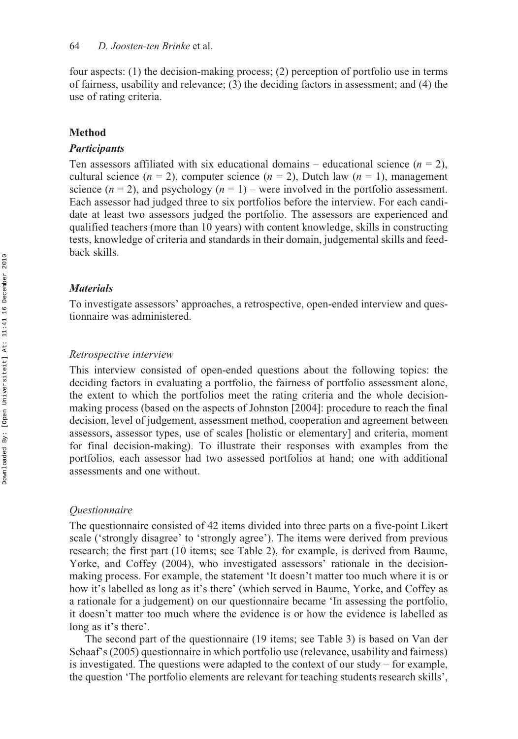four aspects: (1) the decision-making process; (2) perception of portfolio use in terms of fairness, usability and relevance; (3) the deciding factors in assessment; and (4) the use of rating criteria.

## Method

### *Participants*

Ten assessors affiliated with six educational domains – educational science ($n = 2$), cultural science ($n = 2$), computer science ($n = 2$), Dutch law ($n = 1$), management science ($n = 2$), and psychology ($n = 1$) – were involved in the portfolio assessment. Each assessor had judged three to six portfolios before the interview. For each candidate at least two assessors judged the portfolio. The assessors are experienced and qualified teachers (more than 10 years) with content knowledge, skills in constructing tests, knowledge of criteria and standards in their domain, judgemental skills and feedback skills.

### *Materials*

To investigate assessors' approaches, a retrospective, open-ended interview and questionnaire was administered.

#### *Retrospective interview*

This interview consisted of open-ended questions about the following topics: the deciding factors in evaluating a portfolio, the fairness of portfolio assessment alone, the extent to which the portfolios meet the rating criteria and the whole decision-making process (based on the aspects of Johnston [2004]: procedure to reach the final decision, level of judgement, assessment method, cooperation and agreement between assessors, assessor types, use of scales [holistic or elementary] and criteria, moment for final decision-making). To illustrate their responses with examples from the portfolios, each assessor had two assessed portfolios at hand; one with additional assessments and one without.

#### *Questionnaire*

The questionnaire consisted of 42 items divided into three parts on a five-point Likert scale ('strongly disagree' to 'strongly agree'). The items were derived from previous research; the first part (10 items; see Table 2), for example, is derived from Baume, Yorke, and Coffey (2004), who investigated assessors' rationale in the decision-making process. For example, the statement 'It doesn't matter too much where it is or how it's labelled as long as it's there' (which served in Baume, Yorke, and Coffey as a rationale for a judgement) on our questionnaire became 'In assessing the portfolio, it doesn't matter too much where the evidence is or how the evidence is labelled as long as it's there'.

The second part of the questionnaire (19 items; see Table 3) is based on Van der Schaaf's (2005) questionnaire in which portfolio use (relevance, usability and fairness) is investigated. The questions were adapted to the context of our study – for example, the question 'The portfolio elements are relevant for teaching students research skills',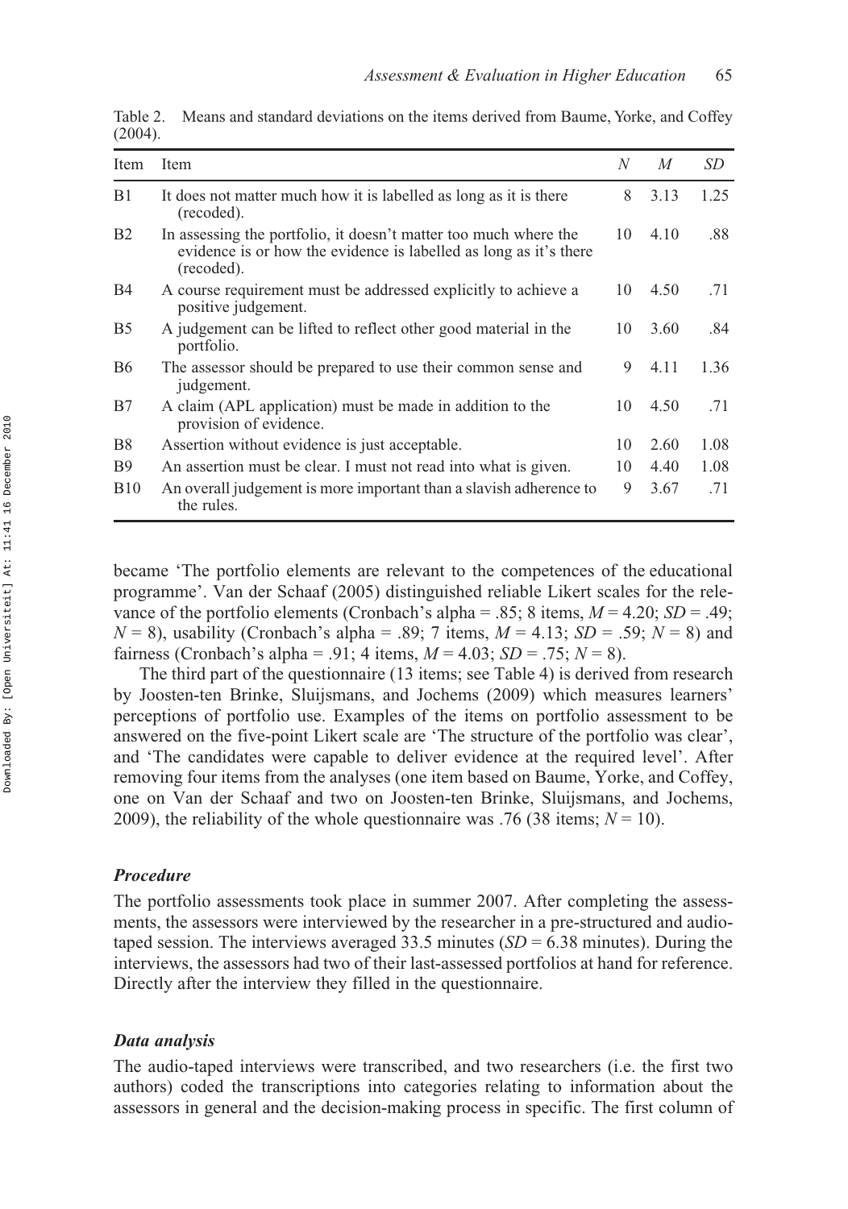Table 2. Means and standard deviations on the items derived from Baume, Yorke, and Coffey (2004).

| Item | Item | $N$ | $M$ | $SD$ |
|---|---|---|---|---|
| B1 | It does not matter much how it is labelled as long as it is there (recoded). | 8 | 3.13 | 1.25 |
| B2 | In assessing the portfolio, it doesn't matter too much where the evidence is or how the evidence is labelled as long as it's there (recoded). | 10 | 4.10 | .88 |
| B4 | A course requirement must be addressed explicitly to achieve a positive judgement. | 10 | 4.50 | .71 |
| B5 | A judgement can be lifted to reflect other good material in the portfolio. | 10 | 3.60 | .84 |
| B6 | The assessor should be prepared to use their common sense and judgement. | 9 | 4.11 | 1.36 |
| B7 | A claim (APL application) must be made in addition to the provision of evidence. | 10 | 4.50 | .71 |
| B8 | Assertion without evidence is just acceptable. | 10 | 2.60 | 1.08 |
| B9 | An assertion must be clear. I must not read into what is given. | 10 | 4.40 | 1.08 |
| B10 | An overall judgement is more important than a slavish adherence to the rules. | 9 | 3.67 | .71 |

became 'The portfolio elements are relevant to the competences of the educational programme'. Van der Schaaf (2005) distinguished reliable Likert scales for the relevance of the portfolio elements (Cronbach's alpha = .85; 8 items, $M = 4.20$; $SD = .49$; $N = 8$), usability (Cronbach's alpha = .89; 7 items, $M = 4.13$; $SD = .59$; $N = 8$) and fairness (Cronbach's alpha = .91; 4 items, $M = 4.03$; $SD = .75$; $N = 8$).

The third part of the questionnaire (13 items; see Table 4) is derived from research by Joosten-ten Brinke, Sluijsmans, and Jochems (2009) which measures learners' perceptions of portfolio use. Examples of the items on portfolio assessment to be answered on the five-point Likert scale are 'The structure of the portfolio was clear', and 'The candidates were capable to deliver evidence at the required level'. After removing four items from the analyses (one item based on Baume, Yorke, and Coffey, one on Van der Schaaf and two on Joosten-ten Brinke, Sluijsmans, and Jochems, 2009), the reliability of the whole questionnaire was .76 (38 items; $N = 10$).

### *Procedure*

The portfolio assessments took place in summer 2007. After completing the assessments, the assessors were interviewed by the researcher in a pre-structured and audio-taped session. The interviews averaged 33.5 minutes ($SD = 6.38$ minutes). During the interviews, the assessors had two of their last-assessed portfolios at hand for reference. Directly after the interview they filled in the questionnaire.

### *Data analysis*

The audio-taped interviews were transcribed, and two researchers (i.e. the first two authors) coded the transcriptions into categories relating to information about the assessors in general and the decision-making process in specific. The first column of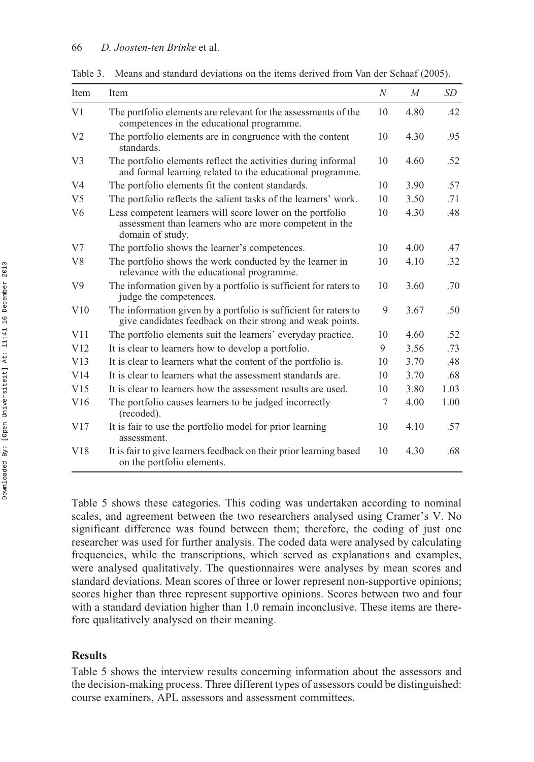Table 3. Means and standard deviations on the items derived from Van der Schaaf (2005).

| Item | Item | *N* | *M* | *SD* |
|---|---|---|---|---|
| V1 | The portfolio elements are relevant for the assessments of the competences in the educational programme. | 10 | 4.80 | .42 |
| V2 | The portfolio elements are in congruence with the content standards. | 10 | 4.30 | .95 |
| V3 | The portfolio elements reflect the activities during informal and formal learning related to the educational programme. | 10 | 4.60 | .52 |
| V4 | The portfolio elements fit the content standards. | 10 | 3.90 | .57 |
| V5 | The portfolio reflects the salient tasks of the learners' work. | 10 | 3.50 | .71 |
| V6 | Less competent learners will score lower on the portfolio assessment than learners who are more competent in the domain of study. | 10 | 4.30 | .48 |
| V7 | The portfolio shows the learner's competences. | 10 | 4.00 | .47 |
| V8 | The portfolio shows the work conducted by the learner in relevance with the educational programme. | 10 | 4.10 | .32 |
| V9 | The information given by a portfolio is sufficient for raters to judge the competences. | 10 | 3.60 | .70 |
| V10 | The information given by a portfolio is sufficient for raters to give candidates feedback on their strong and weak points. | 9 | 3.67 | .50 |
| V11 | The portfolio elements suit the learners' everyday practice. | 10 | 4.60 | .52 |
| V12 | It is clear to learners how to develop a portfolio. | 9 | 3.56 | .73 |
| V13 | It is clear to learners what the content of the portfolio is. | 10 | 3.70 | .48 |
| V14 | It is clear to learners what the assessment standards are. | 10 | 3.70 | .68 |
| V15 | It is clear to learners how the assessment results are used. | 10 | 3.80 | 1.03 |
| V16 | The portfolio causes learners to be judged incorrectly (recoded). | 7 | 4.00 | 1.00 |
| V17 | It is fair to use the portfolio model for prior learning assessment. | 10 | 4.10 | .57 |
| V18 | It is fair to give learners feedback on their prior learning based on the portfolio elements. | 10 | 4.30 | .68 |

Table 5 shows these categories. This coding was undertaken according to nominal scales, and agreement between the two researchers analysed using Cramer's V. No significant difference was found between them; therefore, the coding of just one researcher was used for further analysis. The coded data were analysed by calculating frequencies, while the transcriptions, which served as explanations and examples, were analysed qualitatively. The questionnaires were analyses by mean scores and standard deviations. Mean scores of three or lower represent non-supportive opinions; scores higher than three represent supportive opinions. Scores between two and four with a standard deviation higher than 1.0 remain inconclusive. These items are therefore qualitatively analysed on their meaning.

## Results

Table 5 shows the interview results concerning information about the assessors and the decision-making process. Three different types of assessors could be distinguished: course examiners, APL assessors and assessment committees.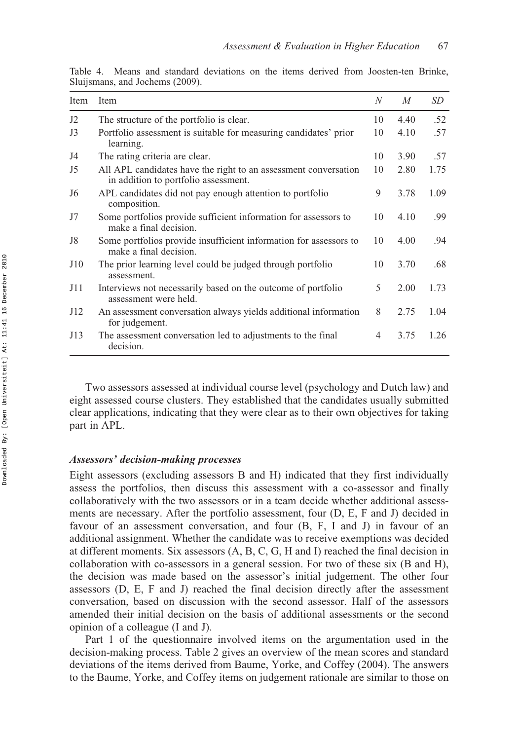Table 4. Means and standard deviations on the items derived from Joosten-ten Brinke, Sluijsmans, and Jochems (2009).

| Item | Item | *N* | *M* | *SD* |
|---|---|---|---|---|
| J2 | The structure of the portfolio is clear. | 10 | 4.40 | .52 |
| J3 | Portfolio assessment is suitable for measuring candidates' prior learning. | 10 | 4.10 | .57 |
| J4 | The rating criteria are clear. | 10 | 3.90 | .57 |
| J5 | All APL candidates have the right to an assessment conversation in addition to portfolio assessment. | 10 | 2.80 | 1.75 |
| J6 | APL candidates did not pay enough attention to portfolio composition. | 9 | 3.78 | 1.09 |
| J7 | Some portfolios provide sufficient information for assessors to make a final decision. | 10 | 4.10 | .99 |
| J8 | Some portfolios provide insufficient information for assessors to make a final decision. | 10 | 4.00 | .94 |
| J10 | The prior learning level could be judged through portfolio assessment. | 10 | 3.70 | .68 |
| J11 | Interviews not necessarily based on the outcome of portfolio assessment were held. | 5 | 2.00 | 1.73 |
| J12 | An assessment conversation always yields additional information for judgement. | 8 | 2.75 | 1.04 |
| J13 | The assessment conversation led to adjustments to the final decision. | 4 | 3.75 | 1.26 |

Two assessors assessed at individual course level (psychology and Dutch law) and eight assessed course clusters. They established that the candidates usually submitted clear applications, indicating that they were clear as to their own objectives for taking part in APL.

### *Assessors' decision-making processes*

Eight assessors (excluding assessors B and H) indicated that they first individually assess the portfolios, then discuss this assessment with a co-assessor and finally collaboratively with the two assessors or in a team decide whether additional assessments are necessary. After the portfolio assessment, four (D, E, F and J) decided in favour of an assessment conversation, and four (B, F, I and J) in favour of an additional assignment. Whether the candidate was to receive exemptions was decided at different moments. Six assessors (A, B, C, G, H and I) reached the final decision in collaboration with co-assessors in a general session. For two of these six (B and H), the decision was made based on the assessor's initial judgement. The other four assessors (D, E, F and J) reached the final decision directly after the assessment conversation, based on discussion with the second assessor. Half of the assessors amended their initial decision on the basis of additional assessments or the second opinion of a colleague (I and J).

Part 1 of the questionnaire involved items on the argumentation used in the decision-making process. Table 2 gives an overview of the mean scores and standard deviations of the items derived from Baume, Yorke, and Coffey (2004). The answers to the Baume, Yorke, and Coffey items on judgement rationale are similar to those on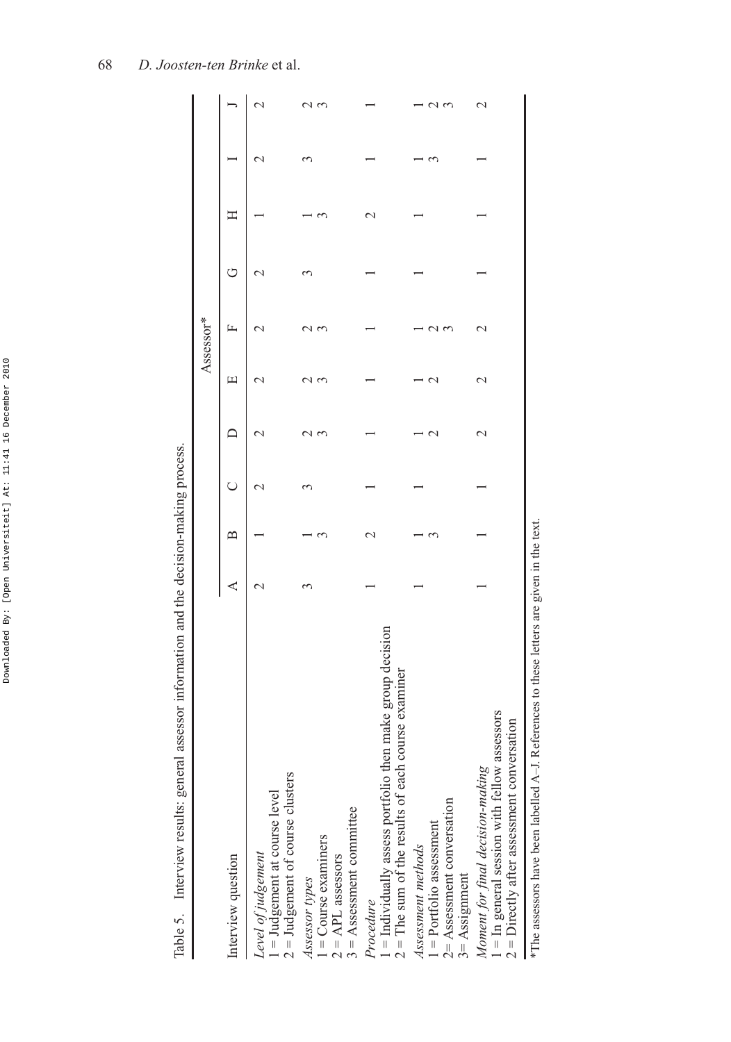Table 5. Interview results: general assessor information and the decision-making process.

| Interview question | Assessor* | | | | | | | | | |
|---|---|---|---|---|---|---|---|---|---|---|
| | A | B | C | D | E | F | G | H | I | J |
| *Level of judgement*<br>1 = Judgement at course level<br>2 = Judgement of course clusters | 2 | 1 | 2 | 2 | 2 | 2 | 2 | 1 | 2 | 2 |
| *Assessor types*<br>1 = Course examiners<br>2 = APL assessors<br>3 = Assessment committee | 3 | 1<br>3 | 3 | 2<br>3 | 2<br>3 | 2<br>3 | 3 | 1<br>3 | 3 | 2<br>3 |
| *Procedure*<br>1 = Individually assess portfolio then make group decision<br>2 = The sum of the results of each course examiner | 1 | 2 | 1 | 1 | 1 | 1 | 1 | 2 | 1 | 1 |
| *Assessment methods*<br>1 = Portfolio assessment<br>2= Assessment conversation<br>3= Assignment | 1 | 1<br>3 | 1 | 1<br>2 | 1<br>2 | 1<br>2<br>3 | 1 | 1 | 1<br>3 | 1<br>2<br>3 |
| *Moment for final decision-making*<br>1 = In general session with fellow assessors<br>2 = Directly after assessment conversation | 1 | 1 | 1 | 2 | 2 | 2 | 1 | 1 | 1 | 2 |

*The assessors have been labelled A–J. References to these letters are given in the text.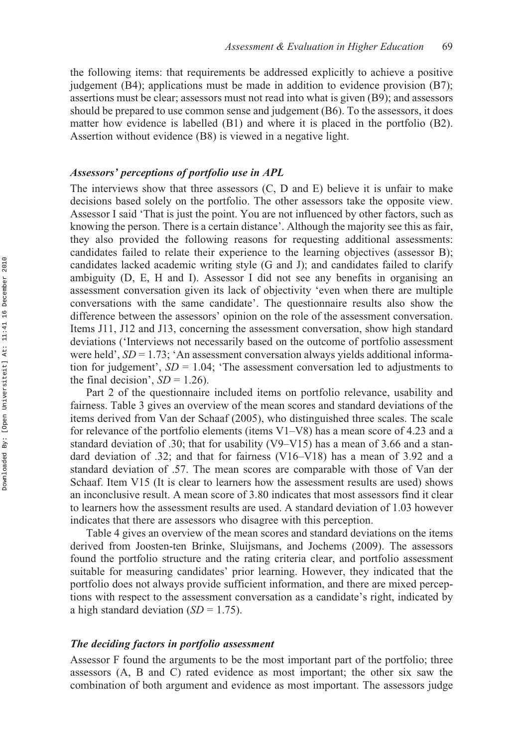the following items: that requirements be addressed explicitly to achieve a positive judgement (B4); applications must be made in addition to evidence provision (B7); assertions must be clear; assessors must not read into what is given (B9); and assessors should be prepared to use common sense and judgement (B6). To the assessors, it does matter how evidence is labelled (B1) and where it is placed in the portfolio (B2). Assertion without evidence (B8) is viewed in a negative light.

### *Assessors' perceptions of portfolio use in APL*

The interviews show that three assessors (C, D and E) believe it is unfair to make decisions based solely on the portfolio. The other assessors take the opposite view. Assessor I said 'That is just the point. You are not influenced by other factors, such as knowing the person. There is a certain distance'. Although the majority see this as fair, they also provided the following reasons for requesting additional assessments: candidates failed to relate their experience to the learning objectives (assessor B); candidates lacked academic writing style (G and J); and candidates failed to clarify ambiguity (D, E, H and I). Assessor I did not see any benefits in organising an assessment conversation given its lack of objectivity 'even when there are multiple conversations with the same candidate'. The questionnaire results also show the difference between the assessors' opinion on the role of the assessment conversation. Items J11, J12 and J13, concerning the assessment conversation, show high standard deviations ('Interviews not necessarily based on the outcome of portfolio assessment were held', $SD = 1.73$; 'An assessment conversation always yields additional information for judgement', $SD = 1.04$; 'The assessment conversation led to adjustments to the final decision', $SD = 1.26$).

Part 2 of the questionnaire included items on portfolio relevance, usability and fairness. Table 3 gives an overview of the mean scores and standard deviations of the items derived from Van der Schaaf (2005), who distinguished three scales. The scale for relevance of the portfolio elements (items V1–V8) has a mean score of 4.23 and a standard deviation of .30; that for usability (V9–V15) has a mean of 3.66 and a standard deviation of .32; and that for fairness (V16–V18) has a mean of 3.92 and a standard deviation of .57. The mean scores are comparable with those of Van der Schaaf. Item V15 (It is clear to learners how the assessment results are used) shows an inconclusive result. A mean score of 3.80 indicates that most assessors find it clear to learners how the assessment results are used. A standard deviation of 1.03 however indicates that there are assessors who disagree with this perception.

Table 4 gives an overview of the mean scores and standard deviations on the items derived from Joosten-ten Brinke, Sluijsmans, and Jochems (2009). The assessors found the portfolio structure and the rating criteria clear, and portfolio assessment suitable for measuring candidates' prior learning. However, they indicated that the portfolio does not always provide sufficient information, and there are mixed perceptions with respect to the assessment conversation as a candidate's right, indicated by a high standard deviation ($SD = 1.75$).

### *The deciding factors in portfolio assessment*

Assessor F found the arguments to be the most important part of the portfolio; three assessors (A, B and C) rated evidence as most important; the other six saw the combination of both argument and evidence as most important. The assessors judge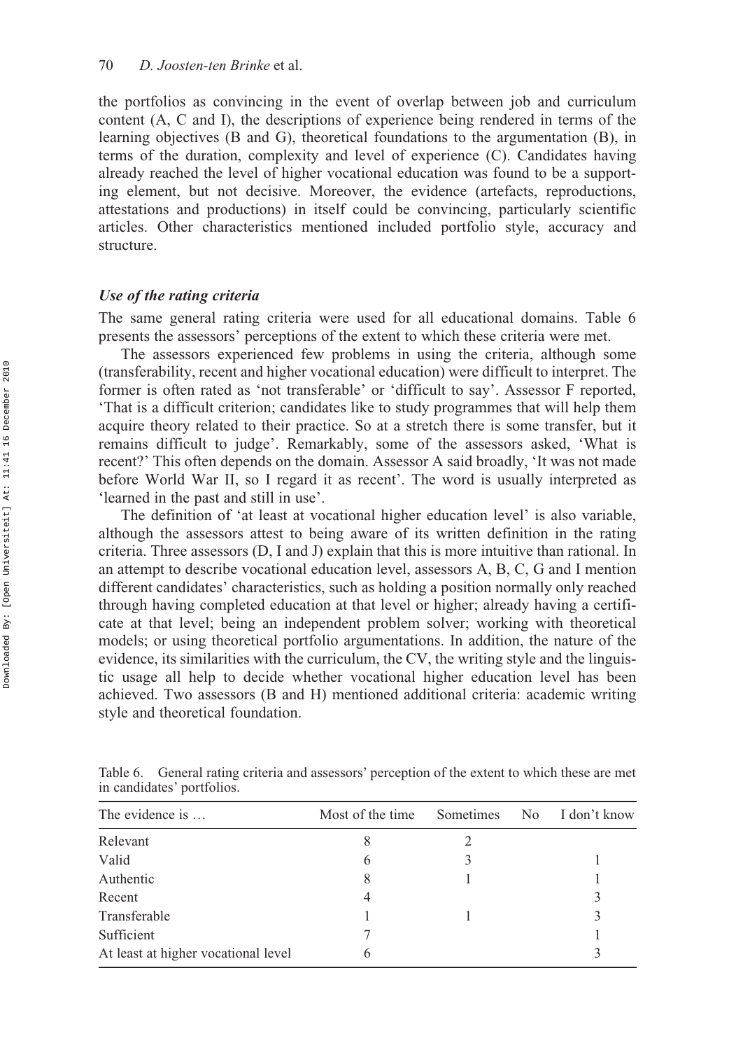the portfolios as convincing in the event of overlap between job and curriculum content (A, C and I), the descriptions of experience being rendered in terms of the learning objectives (B and G), theoretical foundations to the argumentation (B), in terms of the duration, complexity and level of experience (C). Candidates having already reached the level of higher vocational education was found to be a supporting element, but not decisive. Moreover, the evidence (artefacts, reproductions, attestations and productions) in itself could be convincing, particularly scientific articles. Other characteristics mentioned included portfolio style, accuracy and structure.

### *Use of the rating criteria*

The same general rating criteria were used for all educational domains. Table 6 presents the assessors' perceptions of the extent to which these criteria were met.

The assessors experienced few problems in using the criteria, although some (transferability, recent and higher vocational education) were difficult to interpret. The former is often rated as 'not transferable' or 'difficult to say'. Assessor F reported, 'That is a difficult criterion; candidates like to study programmes that will help them acquire theory related to their practice. So at a stretch there is some transfer, but it remains difficult to judge'. Remarkably, some of the assessors asked, 'What is recent?' This often depends on the domain. Assessor A said broadly, 'It was not made before World War II, so I regard it as recent'. The word is usually interpreted as 'learned in the past and still in use'.

The definition of 'at least at vocational higher education level' is also variable, although the assessors attest to being aware of its written definition in the rating criteria. Three assessors (D, I and J) explain that this is more intuitive than rational. In an attempt to describe vocational education level, assessors A, B, C, G and I mention different candidates' characteristics, such as holding a position normally only reached through having completed education at that level or higher; already having a certificate at that level; being an independent problem solver; working with theoretical models; or using theoretical portfolio argumentations. In addition, the nature of the evidence, its similarities with the curriculum, the CV, the writing style and the linguistic usage all help to decide whether vocational higher education level has been achieved. Two assessors (B and H) mentioned additional criteria: academic writing style and theoretical foundation.

Table 6. General rating criteria and assessors' perception of the extent to which these are met in candidates' portfolios.

| The evidence is … | Most of the time | Sometimes | No | I don't know |
|---|---|---|---|---|
| Relevant | 8 | 2 | | |
| Valid | 6 | 3 | | 1 |
| Authentic | 8 | 1 | | 1 |
| Recent | 4 | | | 3 |
| Transferable | 1 | 1 | | 3 |
| Sufficient | 7 | | | 1 |
| At least at higher vocational level | 6 | | | 3 |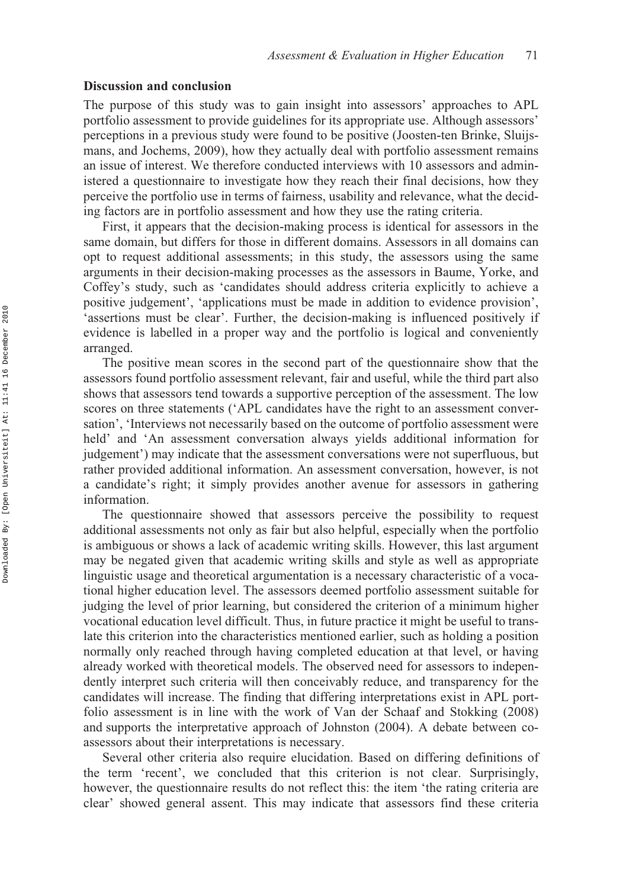## Discussion and conclusion

The purpose of this study was to gain insight into assessors' approaches to APL portfolio assessment to provide guidelines for its appropriate use. Although assessors' perceptions in a previous study were found to be positive (Joosten-ten Brinke, Sluijsmans, and Jochems, 2009), how they actually deal with portfolio assessment remains an issue of interest. We therefore conducted interviews with 10 assessors and administered a questionnaire to investigate how they reach their final decisions, how they perceive the portfolio use in terms of fairness, usability and relevance, what the deciding factors are in portfolio assessment and how they use the rating criteria.

First, it appears that the decision-making process is identical for assessors in the same domain, but differs for those in different domains. Assessors in all domains can opt to request additional assessments; in this study, the assessors using the same arguments in their decision-making processes as the assessors in Baume, Yorke, and Coffey's study, such as 'candidates should address criteria explicitly to achieve a positive judgement', 'applications must be made in addition to evidence provision', 'assertions must be clear'. Further, the decision-making is influenced positively if evidence is labelled in a proper way and the portfolio is logical and conveniently arranged.

The positive mean scores in the second part of the questionnaire show that the assessors found portfolio assessment relevant, fair and useful, while the third part also shows that assessors tend towards a supportive perception of the assessment. The low scores on three statements ('APL candidates have the right to an assessment conversation', 'Interviews not necessarily based on the outcome of portfolio assessment were held' and 'An assessment conversation always yields additional information for judgement') may indicate that the assessment conversations were not superfluous, but rather provided additional information. An assessment conversation, however, is not a candidate's right; it simply provides another avenue for assessors in gathering information.

The questionnaire showed that assessors perceive the possibility to request additional assessments not only as fair but also helpful, especially when the portfolio is ambiguous or shows a lack of academic writing skills. However, this last argument may be negated given that academic writing skills and style as well as appropriate linguistic usage and theoretical argumentation is a necessary characteristic of a vocational higher education level. The assessors deemed portfolio assessment suitable for judging the level of prior learning, but considered the criterion of a minimum higher vocational education level difficult. Thus, in future practice it might be useful to translate this criterion into the characteristics mentioned earlier, such as holding a position normally only reached through having completed education at that level, or having already worked with theoretical models. The observed need for assessors to independently interpret such criteria will then conceivably reduce, and transparency for the candidates will increase. The finding that differing interpretations exist in APL portfolio assessment is in line with the work of Van der Schaaf and Stokking (2008) and supports the interpretative approach of Johnston (2004). A debate between co-assessors about their interpretations is necessary.

Several other criteria also require elucidation. Based on differing definitions of the term 'recent', we concluded that this criterion is not clear. Surprisingly, however, the questionnaire results do not reflect this: the item 'the rating criteria are clear' showed general assent. This may indicate that assessors find these criteria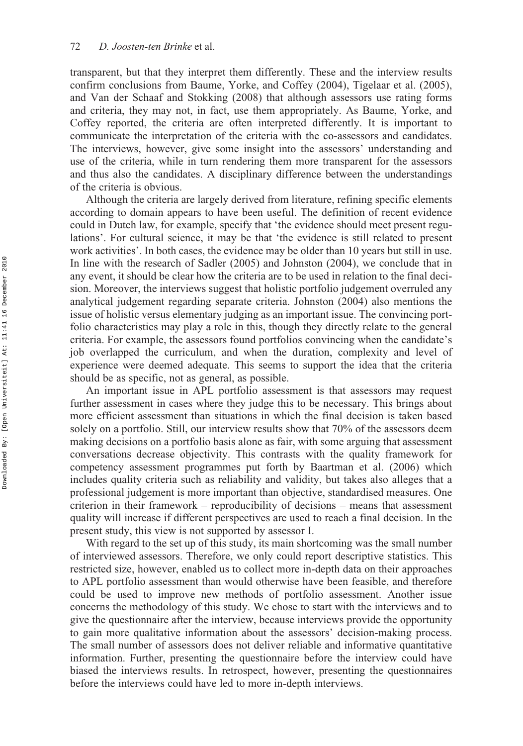transparent, but that they interpret them differently. These and the interview results confirm conclusions from Baume, Yorke, and Coffey (2004), Tigelaar et al. (2005), and Van der Schaaf and Stokking (2008) that although assessors use rating forms and criteria, they may not, in fact, use them appropriately. As Baume, Yorke, and Coffey reported, the criteria are often interpreted differently. It is important to communicate the interpretation of the criteria with the co-assessors and candidates. The interviews, however, give some insight into the assessors' understanding and use of the criteria, while in turn rendering them more transparent for the assessors and thus also the candidates. A disciplinary difference between the understandings of the criteria is obvious.

Although the criteria are largely derived from literature, refining specific elements according to domain appears to have been useful. The definition of recent evidence could in Dutch law, for example, specify that 'the evidence should meet present regulations'. For cultural science, it may be that 'the evidence is still related to present work activities'. In both cases, the evidence may be older than 10 years but still in use. In line with the research of Sadler (2005) and Johnston (2004), we conclude that in any event, it should be clear how the criteria are to be used in relation to the final decision. Moreover, the interviews suggest that holistic portfolio judgement overruled any analytical judgement regarding separate criteria. Johnston (2004) also mentions the issue of holistic versus elementary judging as an important issue. The convincing portfolio characteristics may play a role in this, though they directly relate to the general criteria. For example, the assessors found portfolios convincing when the candidate's job overlapped the curriculum, and when the duration, complexity and level of experience were deemed adequate. This seems to support the idea that the criteria should be as specific, not as general, as possible.

An important issue in APL portfolio assessment is that assessors may request further assessment in cases where they judge this to be necessary. This brings about more efficient assessment than situations in which the final decision is taken based solely on a portfolio. Still, our interview results show that 70% of the assessors deem making decisions on a portfolio basis alone as fair, with some arguing that assessment conversations decrease objectivity. This contrasts with the quality framework for competency assessment programmes put forth by Baartman et al. (2006) which includes quality criteria such as reliability and validity, but takes also alleges that a professional judgement is more important than objective, standardised measures. One criterion in their framework – reproducibility of decisions – means that assessment quality will increase if different perspectives are used to reach a final decision. In the present study, this view is not supported by assessor I.

With regard to the set up of this study, its main shortcoming was the small number of interviewed assessors. Therefore, we only could report descriptive statistics. This restricted size, however, enabled us to collect more in-depth data on their approaches to APL portfolio assessment than would otherwise have been feasible, and therefore could be used to improve new methods of portfolio assessment. Another issue concerns the methodology of this study. We chose to start with the interviews and to give the questionnaire after the interview, because interviews provide the opportunity to gain more qualitative information about the assessors' decision-making process. The small number of assessors does not deliver reliable and informative quantitative information. Further, presenting the questionnaire before the interview could have biased the interviews results. In retrospect, however, presenting the questionnaires before the interviews could have led to more in-depth interviews.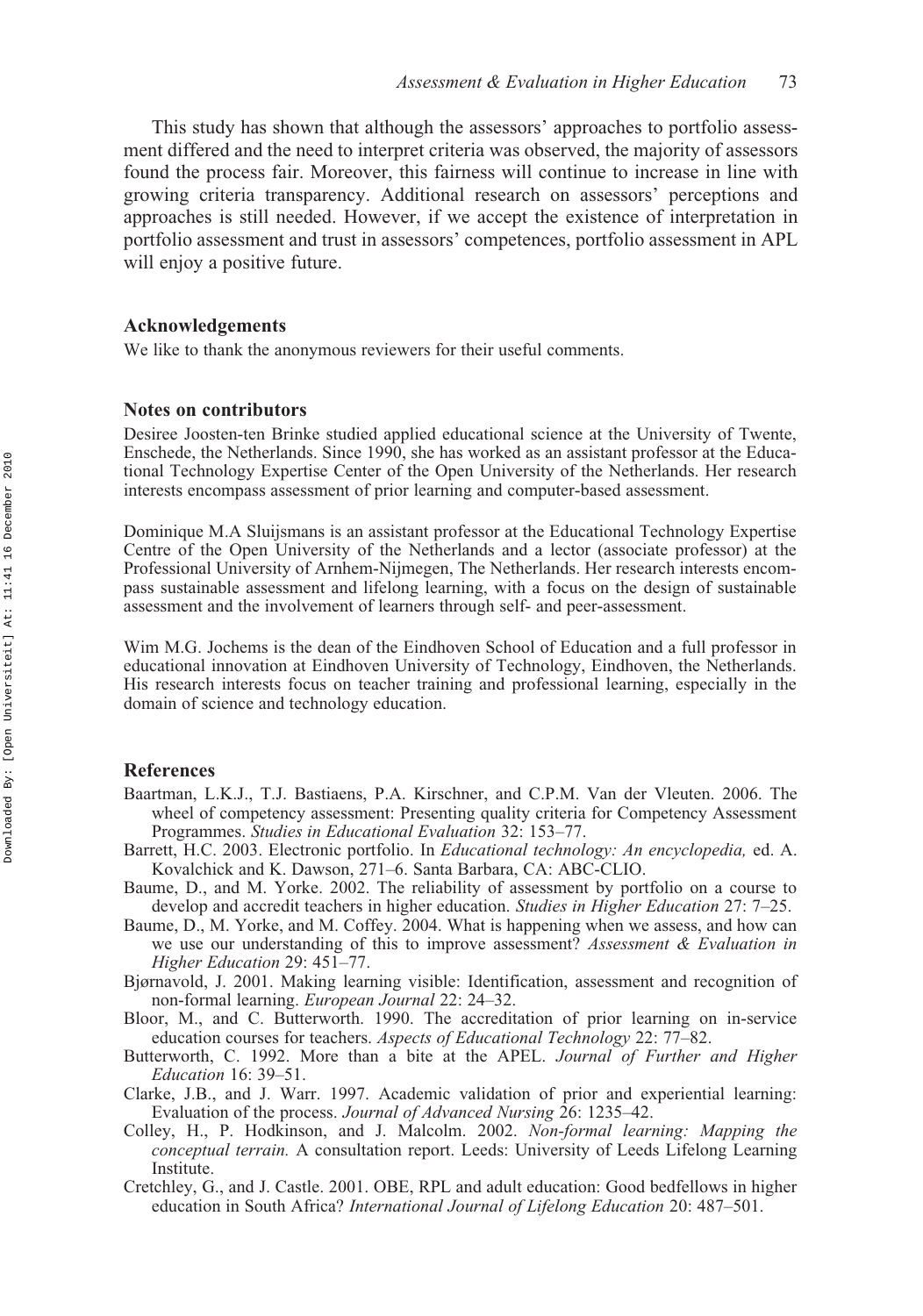This study has shown that although the assessors' approaches to portfolio assessment differed and the need to interpret criteria was observed, the majority of assessors found the process fair. Moreover, this fairness will continue to increase in line with growing criteria transparency. Additional research on assessors' perceptions and approaches is still needed. However, if we accept the existence of interpretation in portfolio assessment and trust in assessors' competences, portfolio assessment in APL will enjoy a positive future.

## Acknowledgements

We like to thank the anonymous reviewers for their useful comments.

## Notes on contributors

Desiree Joosten-ten Brinke studied applied educational science at the University of Twente, Enschede, the Netherlands. Since 1990, she has worked as an assistant professor at the Educational Technology Expertise Center of the Open University of the Netherlands. Her research interests encompass assessment of prior learning and computer-based assessment.

Dominique M.A Sluijsmans is an assistant professor at the Educational Technology Expertise Centre of the Open University of the Netherlands and a lector (associate professor) at the Professional University of Arnhem-Nijmegen, The Netherlands. Her research interests encompass sustainable assessment and lifelong learning, with a focus on the design of sustainable assessment and the involvement of learners through self- and peer-assessment.

Wim M.G. Jochems is the dean of the Eindhoven School of Education and a full professor in educational innovation at Eindhoven University of Technology, Eindhoven, the Netherlands. His research interests focus on teacher training and professional learning, especially in the domain of science and technology education.

## References

Baartman, L.K.J., T.J. Bastiaens, P.A. Kirschner, and C.P.M. Van der Vleuten. 2006. The wheel of competency assessment: Presenting quality criteria for Competency Assessment Programmes. *Studies in Educational Evaluation* 32: 153–77.

Barrett, H.C. 2003. Electronic portfolio. In *Educational technology: An encyclopedia,* ed. A. Kovalchick and K. Dawson, 271–6. Santa Barbara, CA: ABC-CLIO.

Baume, D., and M. Yorke. 2002. The reliability of assessment by portfolio on a course to develop and accredit teachers in higher education. *Studies in Higher Education* 27: 7–25.

Baume, D., M. Yorke, and M. Coffey. 2004. What is happening when we assess, and how can we use our understanding of this to improve assessment? *Assessment & Evaluation in Higher Education* 29: 451–77.

Bjørnavold, J. 2001. Making learning visible: Identification, assessment and recognition of non-formal learning. *European Journal* 22: 24–32.

Bloor, M., and C. Butterworth. 1990. The accreditation of prior learning on in-service education courses for teachers. *Aspects of Educational Technology* 22: 77–82.

Butterworth, C. 1992. More than a bite at the APEL. *Journal of Further and Higher Education* 16: 39–51.

Clarke, J.B., and J. Warr. 1997. Academic validation of prior and experiential learning: Evaluation of the process. *Journal of Advanced Nursing* 26: 1235–42.

Colley, H., P. Hodkinson, and J. Malcolm. 2002. *Non-formal learning: Mapping the conceptual terrain.* A consultation report. Leeds: University of Leeds Lifelong Learning Institute.

Cretchley, G., and J. Castle. 2001. OBE, RPL and adult education: Good bedfellows in higher education in South Africa? *International Journal of Lifelong Education* 20: 487–501.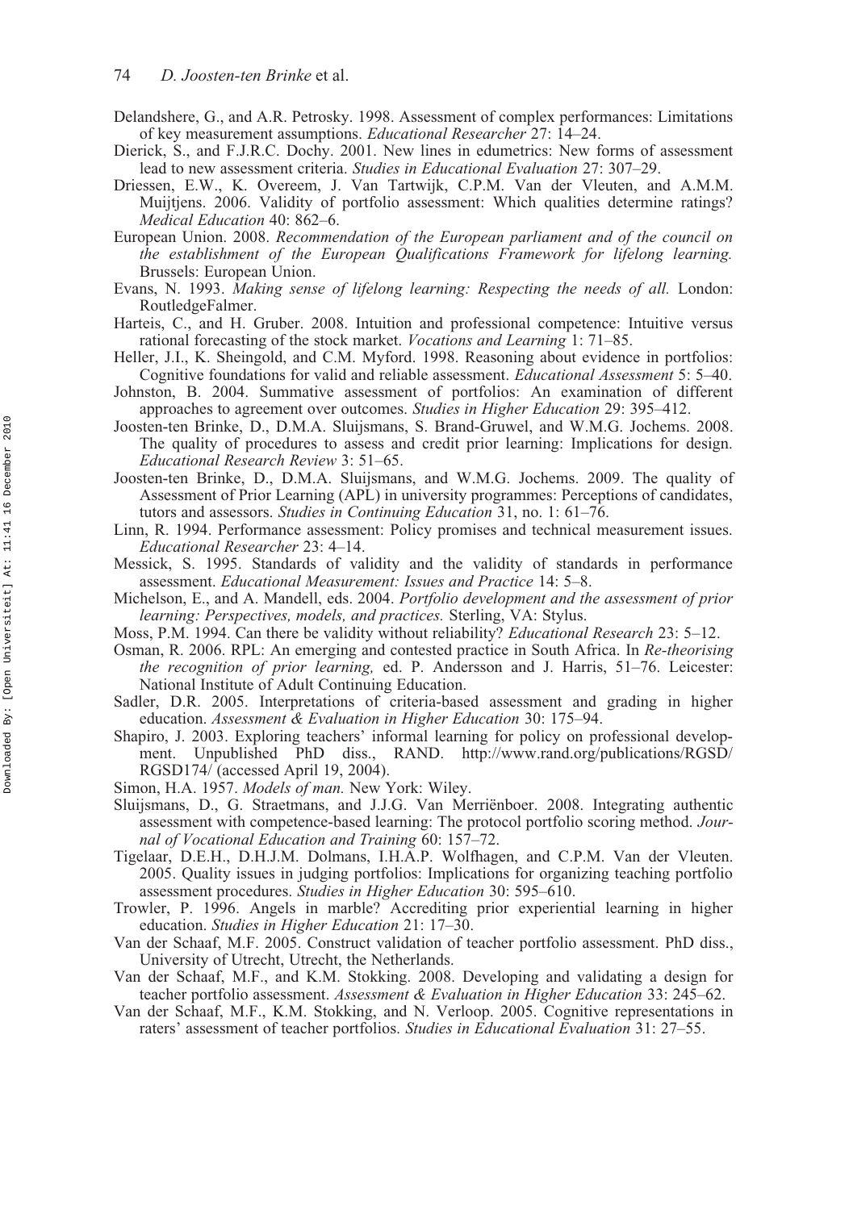Delandshere, G., and A.R. Petrosky. 1998. Assessment of complex performances: Limitations of key measurement assumptions. *Educational Researcher* 27: 14–24.

Dierick, S., and F.J.R.C. Dochy. 2001. New lines in edumetrics: New forms of assessment lead to new assessment criteria. *Studies in Educational Evaluation* 27: 307–29.

Driessen, E.W., K. Overeem, J. Van Tartwijk, C.P.M. Van der Vleuten, and A.M.M. Muijtjens. 2006. Validity of portfolio assessment: Which qualities determine ratings? *Medical Education* 40: 862–6.

European Union. 2008. *Recommendation of the European parliament and of the council on the establishment of the European Qualifications Framework for lifelong learning.* Brussels: European Union.

Evans, N. 1993. *Making sense of lifelong learning: Respecting the needs of all.* London: RoutledgeFalmer.

Harteis, C., and H. Gruber. 2008. Intuition and professional competence: Intuitive versus rational forecasting of the stock market. *Vocations and Learning* 1: 71–85.

Heller, J.I., K. Sheingold, and C.M. Myford. 1998. Reasoning about evidence in portfolios: Cognitive foundations for valid and reliable assessment. *Educational Assessment* 5: 5–40.

Johnston, B. 2004. Summative assessment of portfolios: An examination of different approaches to agreement over outcomes. *Studies in Higher Education* 29: 395–412.

Joosten-ten Brinke, D., D.M.A. Sluijsmans, S. Brand-Gruwel, and W.M.G. Jochems. 2008. The quality of procedures to assess and credit prior learning: Implications for design. *Educational Research Review* 3: 51–65.

Joosten-ten Brinke, D., D.M.A. Sluijsmans, and W.M.G. Jochems. 2009. The quality of Assessment of Prior Learning (APL) in university programmes: Perceptions of candidates, tutors and assessors. *Studies in Continuing Education* 31, no. 1: 61–76.

Linn, R. 1994. Performance assessment: Policy promises and technical measurement issues. *Educational Researcher* 23: 4–14.

Messick, S. 1995. Standards of validity and the validity of standards in performance assessment. *Educational Measurement: Issues and Practice* 14: 5–8.

Michelson, E., and A. Mandell, eds. 2004. *Portfolio development and the assessment of prior learning: Perspectives, models, and practices.* Sterling, VA: Stylus.

Moss, P.M. 1994. Can there be validity without reliability? *Educational Research* 23: 5–12.

Osman, R. 2006. RPL: An emerging and contested practice in South Africa. In *Re-theorising the recognition of prior learning,* ed. P. Andersson and J. Harris, 51–76. Leicester: National Institute of Adult Continuing Education.

Sadler, D.R. 2005. Interpretations of criteria-based assessment and grading in higher education. *Assessment & Evaluation in Higher Education* 30: 175–94.

Shapiro, J. 2003. Exploring teachers' informal learning for policy on professional development. Unpublished PhD diss., RAND. http://www.rand.org/publications/RGSD/RGSD174/ (accessed April 19, 2004).

Simon, H.A. 1957. *Models of man.* New York: Wiley.

Sluijsmans, D., G. Straetmans, and J.J.G. Van Merriënboer. 2008. Integrating authentic assessment with competence-based learning: The protocol portfolio scoring method. *Journal of Vocational Education and Training* 60: 157–72.

Tigelaar, D.E.H., D.H.J.M. Dolmans, I.H.A.P. Wolfhagen, and C.P.M. Van der Vleuten. 2005. Quality issues in judging portfolios: Implications for organizing teaching portfolio assessment procedures. *Studies in Higher Education* 30: 595–610.

Trowler, P. 1996. Angels in marble? Accrediting prior experiential learning in higher education. *Studies in Higher Education* 21: 17–30.

Van der Schaaf, M.F. 2005. Construct validation of teacher portfolio assessment. PhD diss., University of Utrecht, Utrecht, the Netherlands.

Van der Schaaf, M.F., and K.M. Stokking. 2008. Developing and validating a design for teacher portfolio assessment. *Assessment & Evaluation in Higher Education* 33: 245–62.

Van der Schaaf, M.F., K.M. Stokking, and N. Verloop. 2005. Cognitive representations in raters' assessment of teacher portfolios. *Studies in Educational Evaluation* 31: 27–55.